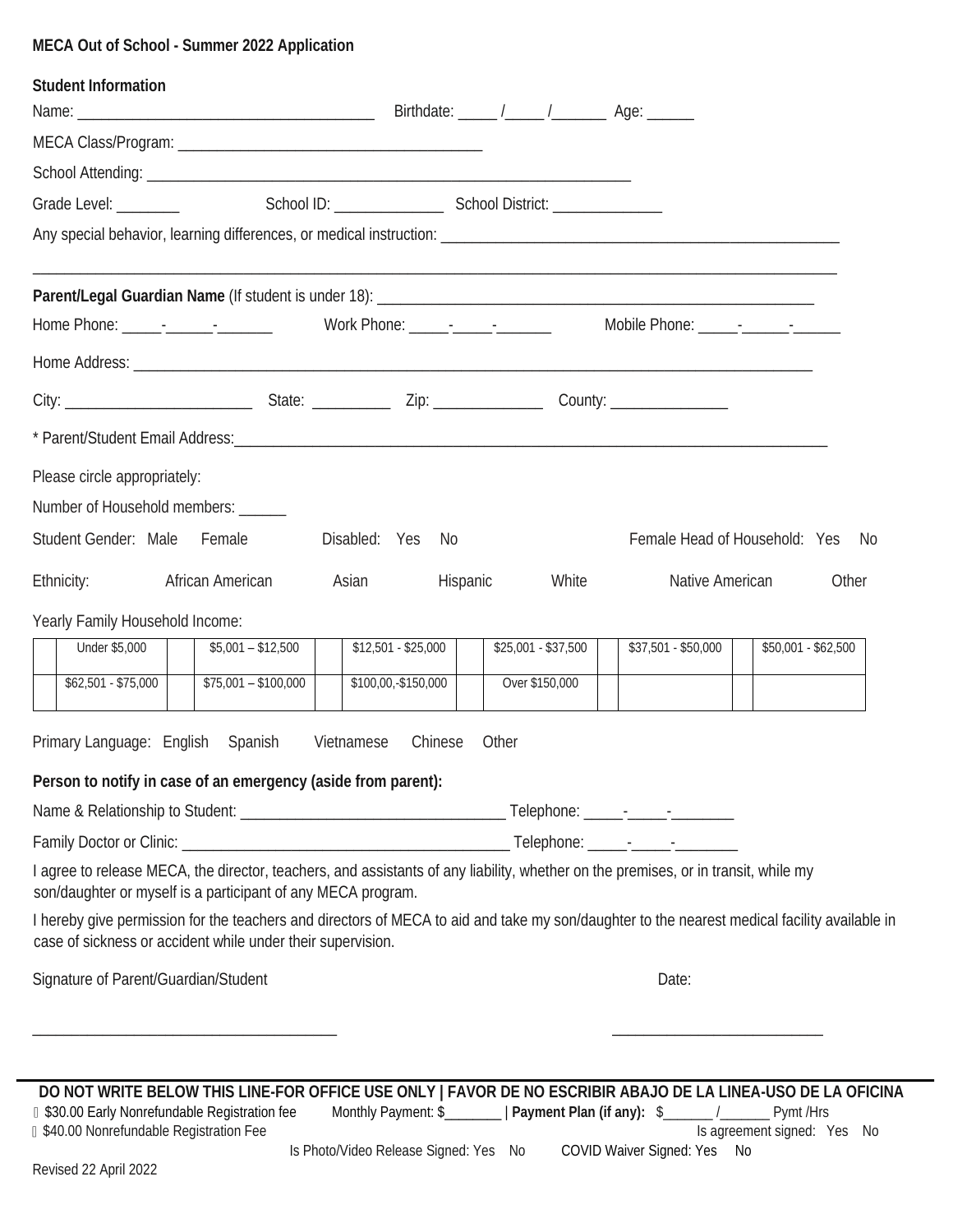**MECA Out of School - Summer 2022 Application**

**Student Information**

Name: ______________________________________ Birthdate: _____ /_____ /_______ Age: ______

MECA Class/Program: ______________________________________

School Attending: ________________________________________________________________

Grade Level: ________ School ID: ______________ School District: ______________

Any special behavior, learning differences, or medical instruction: ____________________________________________________

______________________________________________________________________________________________________

**Parent/Legal Guardian Name** (If student is under 18): ________________________________________________________

Home Phone: _____-______-_______ Work Phone: _____-_____-_______ Mobile Phone: _____-______-______

Home Address: ____________________________________________________________________________________

City: _______________________ State: __________ Zip: ______________ County: _______________

* Parent/Student Email Address:____________________________________________________________________________

Please circle appropriately:

Number of Household members: ______

Student Gender: Male Female Disabled: Yes No Female Head of Household: Yes No

Ethnicity: African American Asian Hispanic White Native American Other

Yearly Family Household Income:

| | Under $5,000 | | $5,001 – $12,500 | | $12,501 - $25,000 | | $25,001 - $37,500 | | $37,501 - $50,000 | | $50,001 - $62,500 |
|---|---|---|---|---|---|---|---|---|---|---|---|
| | $62,501 - $75,000 | | $75,001 – $100,000 | | $100,00,-$150,000 | | Over $150,000 | | | | |

Primary Language: English Spanish Vietnamese Chinese Other

**Person to notify in case of an emergency (aside from parent):**

Name & Relationship to Student: __________________________________ Telephone: _____-_____-________

Family Doctor or Clinic: __________________________________________ Telephone: _____-_____-________

I agree to release MECA, the director, teachers, and assistants of any liability, whether on the premises, or in transit, while my son/daughter or myself is a participant of any MECA program.

I hereby give permission for the teachers and directors of MECA to aid and take my son/daughter to the nearest medical facility available in case of sickness or accident while under their supervision.

Signature of Parent/Guardian/Student Date:

______________________________________ ___________________________

**DO NOT WRITE BELOW THIS LINE-FOR OFFICE USE ONLY | FAVOR DE NO ESCRIBIR ABAJO DE LA LINEA-USO DE LA OFICINA**

 $30.00 Early Nonrefundable Registration fee Monthly Payment: $________ | **Payment Plan (if any):** $_______ /_______ Pymt /Hrs

 $40.00 Nonrefundable Registration Fee Is agreement signed: Yes No

Is Photo/Video Release Signed: Yes No COVID Waiver Signed: Yes No

Revised 22 April 2022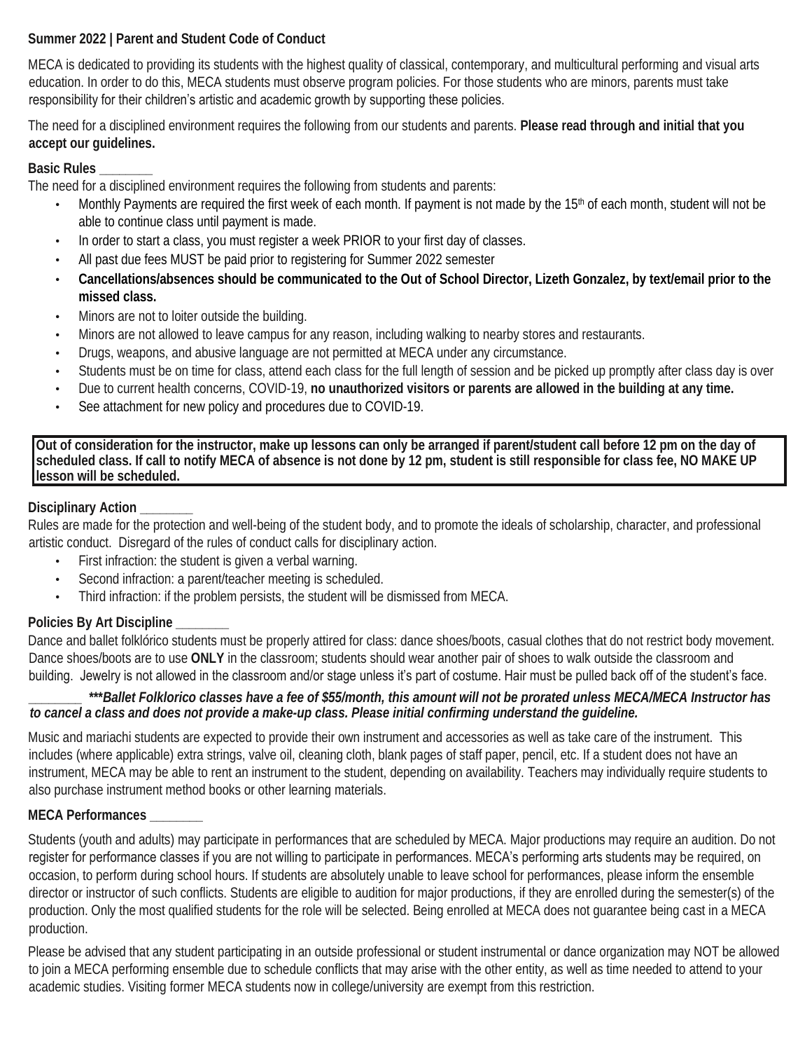**Summer 2022 | Parent and Student Code of Conduct**

MECA is dedicated to providing its students with the highest quality of classical, contemporary, and multicultural performing and visual arts education. In order to do this, MECA students must observe program policies. For those students who are minors, parents must take responsibility for their children's artistic and academic growth by supporting these policies.

The need for a disciplined environment requires the following from our students and parents. **Please read through and initial that you accept our guidelines.**

**Basic Rules _______**

The need for a disciplined environment requires the following from students and parents:

- Monthly Payments are required the first week of each month. If payment is not made by the 15th of each month, student will not be able to continue class until payment is made.
- In order to start a class, you must register a week PRIOR to your first day of classes.
- All past due fees MUST be paid prior to registering for Summer 2022 semester
- **Cancellations/absences should be communicated to the Out of School Director, Lizeth Gonzalez, by text/email prior to the missed class.**
- Minors are not to loiter outside the building.
- Minors are not allowed to leave campus for any reason, including walking to nearby stores and restaurants.
- Drugs, weapons, and abusive language are not permitted at MECA under any circumstance.
- Students must be on time for class, attend each class for the full length of session and be picked up promptly after class day is over
- Due to current health concerns, COVID-19, **no unauthorized visitors or parents are allowed in the building at any time.**
- See attachment for new policy and procedures due to COVID-19.

**Out of consideration for the instructor, make up lessons can only be arranged if parent/student call before 12 pm on the day of scheduled class. If call to notify MECA of absence is not done by 12 pm, student is still responsible for class fee, NO MAKE UP lesson will be scheduled.**

**Disciplinary Action _______**

Rules are made for the protection and well-being of the student body, and to promote the ideals of scholarship, character, and professional artistic conduct. Disregard of the rules of conduct calls for disciplinary action.

- First infraction: the student is given a verbal warning.
- Second infraction: a parent/teacher meeting is scheduled.
- Third infraction: if the problem persists, the student will be dismissed from MECA.

**Policies By Art Discipline _______**

Dance and ballet folklórico students must be properly attired for class: dance shoes/boots, casual clothes that do not restrict body movement. Dance shoes/boots are to use **ONLY** in the classroom; students should wear another pair of shoes to walk outside the classroom and building. Jewelry is not allowed in the classroom and/or stage unless it's part of costume. Hair must be pulled back off of the student's face.

_______ ***\*\*\*Ballet Folklorico classes have a fee of $55/month, this amount will not be prorated unless MECA/MECA Instructor has to cancel a class and does not provide a make-up class. Please initial confirming understand the guideline.***

Music and mariachi students are expected to provide their own instrument and accessories as well as take care of the instrument. This includes (where applicable) extra strings, valve oil, cleaning cloth, blank pages of staff paper, pencil, etc. If a student does not have an instrument, MECA may be able to rent an instrument to the student, depending on availability. Teachers may individually require students to also purchase instrument method books or other learning materials.

**MECA Performances _______**

Students (youth and adults) may participate in performances that are scheduled by MECA. Major productions may require an audition. Do not register for performance classes if you are not willing to participate in performances. MECA's performing arts students may be required, on occasion, to perform during school hours. If students are absolutely unable to leave school for performances, please inform the ensemble director or instructor of such conflicts. Students are eligible to audition for major productions, if they are enrolled during the semester(s) of the production. Only the most qualified students for the role will be selected. Being enrolled at MECA does not guarantee being cast in a MECA production.

Please be advised that any student participating in an outside professional or student instrumental or dance organization may NOT be allowed to join a MECA performing ensemble due to schedule conflicts that may arise with the other entity, as well as time needed to attend to your academic studies. Visiting former MECA students now in college/university are exempt from this restriction.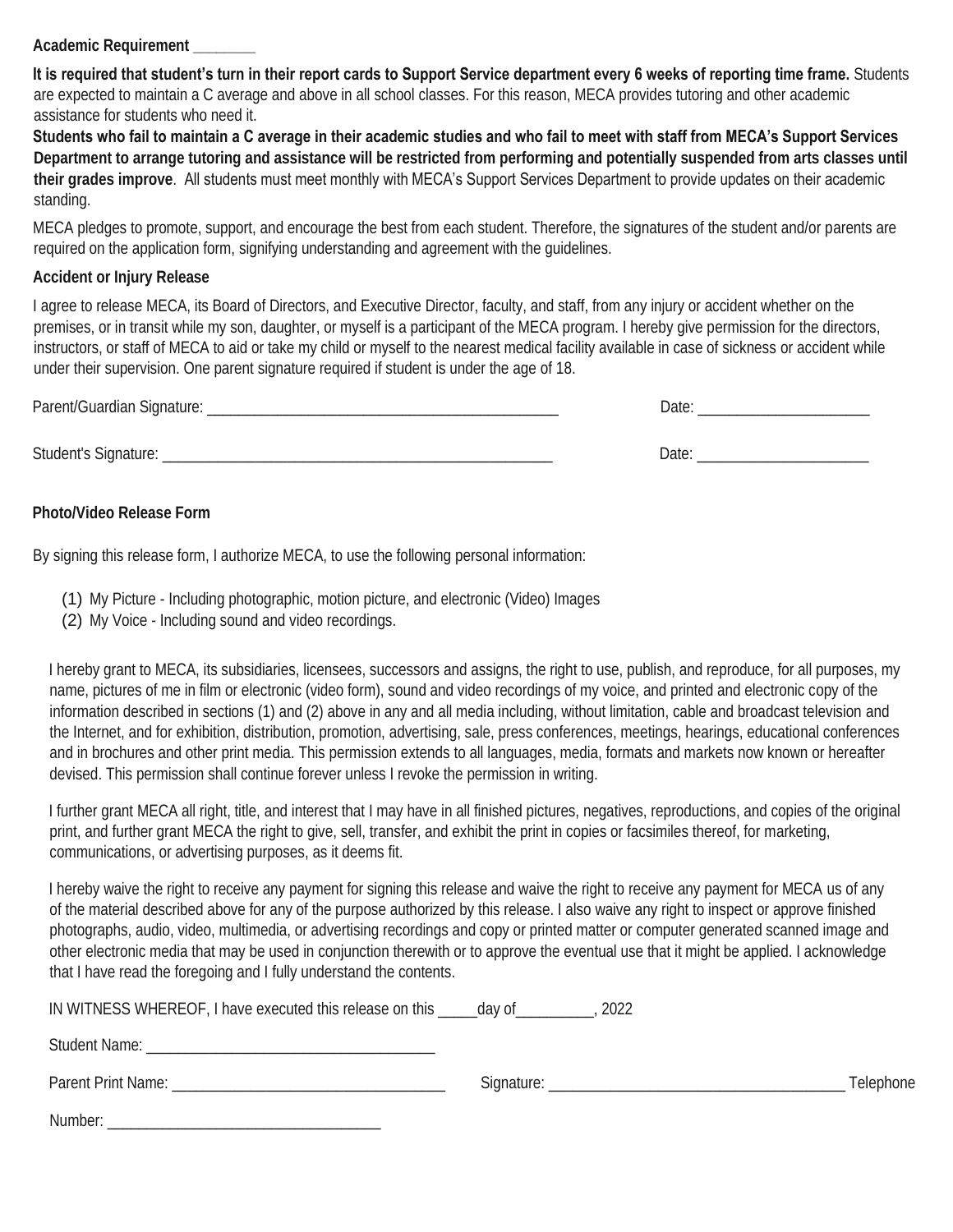**Academic Requirement \_\_\_\_\_\_\_\_**

**It is required that student's turn in their report cards to Support Service department every 6 weeks of reporting time frame.** Students are expected to maintain a C average and above in all school classes. For this reason, MECA provides tutoring and other academic assistance for students who need it.

**Students who fail to maintain a C average in their academic studies and who fail to meet with staff from MECA's Support Services Department to arrange tutoring and assistance will be restricted from performing and potentially suspended from arts classes until their grades improve**. All students must meet monthly with MECA's Support Services Department to provide updates on their academic standing.

MECA pledges to promote, support, and encourage the best from each student. Therefore, the signatures of the student and/or parents are required on the application form, signifying understanding and agreement with the guidelines.

**Accident or Injury Release**

I agree to release MECA, its Board of Directors, and Executive Director, faculty, and staff, from any injury or accident whether on the premises, or in transit while my son, daughter, or myself is a participant of the MECA program. I hereby give permission for the directors, instructors, or staff of MECA to aid or take my child or myself to the nearest medical facility available in case of sickness or accident while under their supervision. One parent signature required if student is under the age of 18.

Parent/Guardian Signature: \_\_\_\_\_\_\_\_\_\_\_\_\_\_\_\_\_\_\_\_\_\_\_\_\_\_\_\_\_\_\_\_\_\_\_\_\_\_\_\_\_\_\_\_ Date: \_\_\_\_\_\_\_\_\_\_\_\_\_\_\_\_\_\_\_\_\_\_

Student's Signature: \_\_\_\_\_\_\_\_\_\_\_\_\_\_\_\_\_\_\_\_\_\_\_\_\_\_\_\_\_\_\_\_\_\_\_\_\_\_\_\_\_\_\_\_\_\_\_\_\_\_ Date: \_\_\_\_\_\_\_\_\_\_\_\_\_\_\_\_\_\_\_\_\_\_

**Photo/Video Release Form**

By signing this release form, I authorize MECA, to use the following personal information:

(1) My Picture - Including photographic, motion picture, and electronic (Video) Images
(2) My Voice - Including sound and video recordings.

I hereby grant to MECA, its subsidiaries, licensees, successors and assigns, the right to use, publish, and reproduce, for all purposes, my name, pictures of me in film or electronic (video form), sound and video recordings of my voice, and printed and electronic copy of the information described in sections (1) and (2) above in any and all media including, without limitation, cable and broadcast television and the Internet, and for exhibition, distribution, promotion, advertising, sale, press conferences, meetings, hearings, educational conferences and in brochures and other print media. This permission extends to all languages, media, formats and markets now known or hereafter devised. This permission shall continue forever unless I revoke the permission in writing.

I further grant MECA all right, title, and interest that I may have in all finished pictures, negatives, reproductions, and copies of the original print, and further grant MECA the right to give, sell, transfer, and exhibit the print in copies or facsimiles thereof, for marketing, communications, or advertising purposes, as it deems fit.

I hereby waive the right to receive any payment for signing this release and waive the right to receive any payment for MECA us of any of the material described above for any of the purpose authorized by this release. I also waive any right to inspect or approve finished photographs, audio, video, multimedia, or advertising recordings and copy or printed matter or computer generated scanned image and other electronic media that may be used in conjunction therewith or to approve the eventual use that it might be applied. I acknowledge that I have read the foregoing and I fully understand the contents.

IN WITNESS WHEREOF, I have executed this release on this \_\_\_\_\_day of\_\_\_\_\_\_\_\_\_\_, 2022

Student Name: \_\_\_\_\_\_\_\_\_\_\_\_\_\_\_\_\_\_\_\_\_\_\_\_\_\_\_\_\_\_\_\_\_\_\_\_\_

Parent Print Name: \_\_\_\_\_\_\_\_\_\_\_\_\_\_\_\_\_\_\_\_\_\_\_\_\_\_\_\_\_\_\_\_\_\_\_ Signature: \_\_\_\_\_\_\_\_\_\_\_\_\_\_\_\_\_\_\_\_\_\_\_\_\_\_\_\_\_\_\_\_\_\_\_\_\_\_\_ Telephone Number: \_\_\_\_\_\_\_\_\_\_\_\_\_\_\_\_\_\_\_\_\_\_\_\_\_\_\_\_\_\_\_\_\_\_\_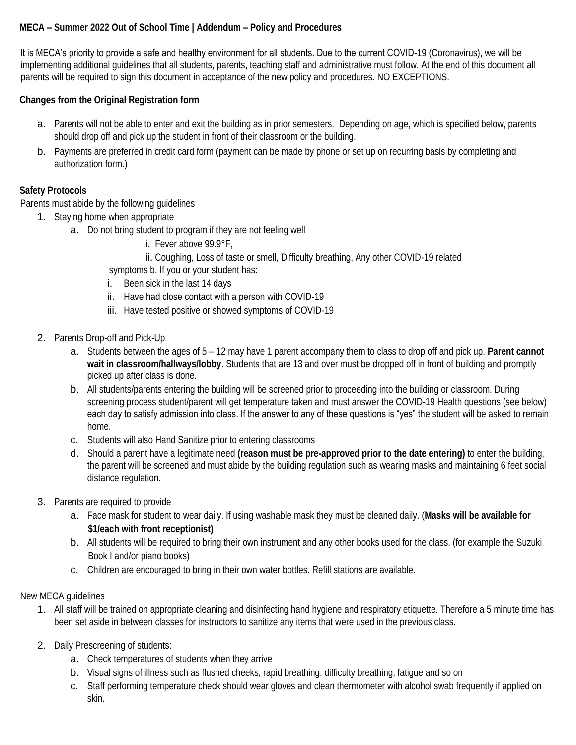**MECA – Summer 2022 Out of School Time | Addendum – Policy and Procedures**

It is MECA's priority to provide a safe and healthy environment for all students. Due to the current COVID-19 (Coronavirus), we will be implementing additional guidelines that all students, parents, teaching staff and administrative must follow. At the end of this document all parents will be required to sign this document in acceptance of the new policy and procedures. NO EXCEPTIONS.

**Changes from the Original Registration form**

a. Parents will not be able to enter and exit the building as in prior semesters. Depending on age, which is specified below, parents should drop off and pick up the student in front of their classroom or the building.
b. Payments are preferred in credit card form (payment can be made by phone or set up on recurring basis by completing and authorization form.)

**Safety Protocols**

Parents must abide by the following guidelines

1. Staying home when appropriate
    a. Do not bring student to program if they are not feeling well
        i. Fever above 99.9°F,
        ii. Coughing, Loss of taste or smell, Difficulty breathing, Any other COVID-19 related symptoms b. If you or your student has:
        i. Been sick in the last 14 days
        ii. Have had close contact with a person with COVID-19
        iii. Have tested positive or showed symptoms of COVID-19

2. Parents Drop-off and Pick-Up
    a. Students between the ages of 5 – 12 may have 1 parent accompany them to class to drop off and pick up. **Parent cannot wait in classroom/hallways/lobby**. Students that are 13 and over must be dropped off in front of building and promptly picked up after class is done.
    b. All students/parents entering the building will be screened prior to proceeding into the building or classroom. During screening process student/parent will get temperature taken and must answer the COVID-19 Health questions (see below) each day to satisfy admission into class. If the answer to any of these questions is "yes" the student will be asked to remain home.
    c. Students will also Hand Sanitize prior to entering classrooms
    d. Should a parent have a legitimate need **(reason must be pre-approved prior to the date entering)** to enter the building, the parent will be screened and must abide by the building regulation such as wearing masks and maintaining 6 feet social distance regulation.

3. Parents are required to provide
    a. Face mask for student to wear daily. If using washable mask they must be cleaned daily. (**Masks will be available for $1/each with front receptionist)**
    b. All students will be required to bring their own instrument and any other books used for the class. (for example the Suzuki Book I and/or piano books)
    c. Children are encouraged to bring in their own water bottles. Refill stations are available.

New MECA guidelines

1. All staff will be trained on appropriate cleaning and disinfecting hand hygiene and respiratory etiquette. Therefore a 5 minute time has been set aside in between classes for instructors to sanitize any items that were used in the previous class.

2. Daily Prescreening of students:
    a. Check temperatures of students when they arrive
    b. Visual signs of illness such as flushed cheeks, rapid breathing, difficulty breathing, fatigue and so on
    c. Staff performing temperature check should wear gloves and clean thermometer with alcohol swab frequently if applied on skin.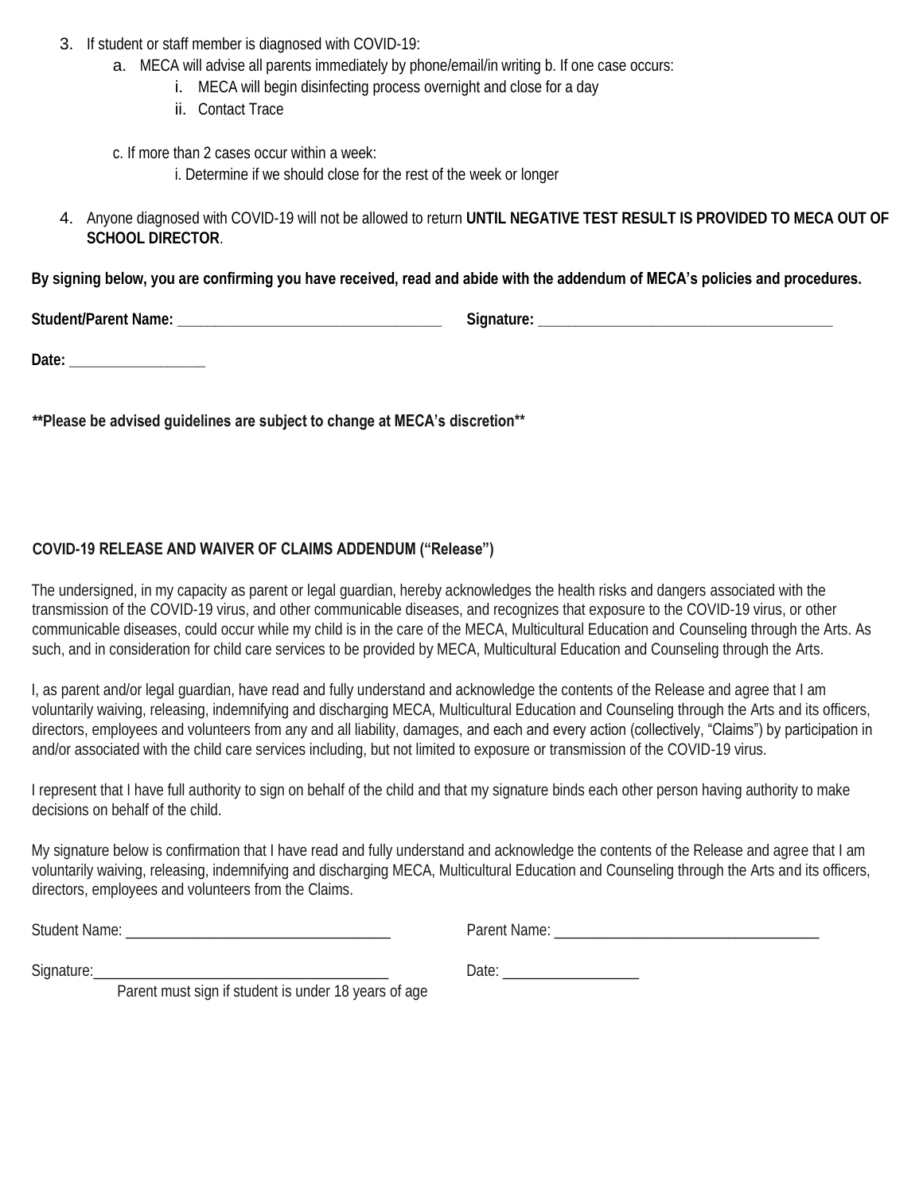3. If student or staff member is diagnosed with COVID-19:
   a. MECA will advise all parents immediately by phone/email/in writing b. If one case occurs:
      i. MECA will begin disinfecting process overnight and close for a day
      ii. Contact Trace

   c. If more than 2 cases occur within a week:
      i. Determine if we should close for the rest of the week or longer

4. Anyone diagnosed with COVID-19 will not be allowed to return **UNTIL NEGATIVE TEST RESULT IS PROVIDED TO MECA OUT OF SCHOOL DIRECTOR**.

**By signing below, you are confirming you have received, read and abide with the addendum of MECA's policies and procedures.**

**Student/Parent Name:** ___________________________________ **Signature:** ________________________________________

**Date:** _________________

**\*\*Please be advised guidelines are subject to change at MECA's discretion\*\***

**COVID-19 RELEASE AND WAIVER OF CLAIMS ADDENDUM ("Release")**

The undersigned, in my capacity as parent or legal guardian, hereby acknowledges the health risks and dangers associated with the transmission of the COVID-19 virus, and other communicable diseases, and recognizes that exposure to the COVID-19 virus, or other communicable diseases, could occur while my child is in the care of the MECA, Multicultural Education and Counseling through the Arts. As such, and in consideration for child care services to be provided by MECA, Multicultural Education and Counseling through the Arts.

I, as parent and/or legal guardian, have read and fully understand and acknowledge the contents of the Release and agree that I am voluntarily waiving, releasing, indemnifying and discharging MECA, Multicultural Education and Counseling through the Arts and its officers, directors, employees and volunteers from any and all liability, damages, and each and every action (collectively, "Claims") by participation in and/or associated with the child care services including, but not limited to exposure or transmission of the COVID-19 virus.

I represent that I have full authority to sign on behalf of the child and that my signature binds each other person having authority to make decisions on behalf of the child.

My signature below is confirmation that I have read and fully understand and acknowledge the contents of the Release and agree that I am voluntarily waiving, releasing, indemnifying and discharging MECA, Multicultural Education and Counseling through the Arts and its officers, directors, employees and volunteers from the Claims.

Student Name: __________________________________ Parent Name: ___________________________________

Signature: ______________________________________ Date: _________________

Parent must sign if student is under 18 years of age